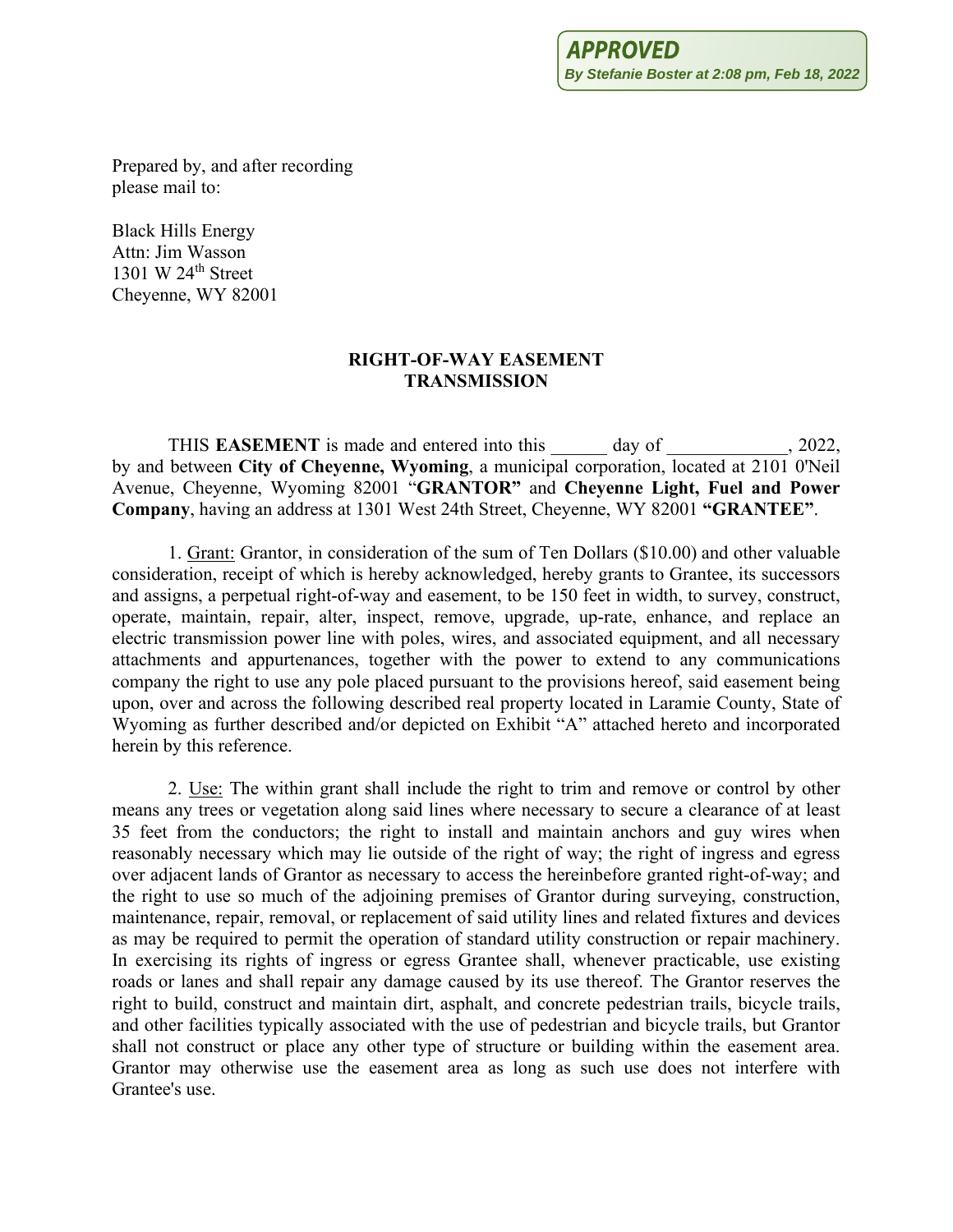**APPROVED**
*By Stefanie Boster at 2:08 pm, Feb 18, 2022*

Prepared by, and after recording
please mail to:

Black Hills Energy
Attn: Jim Wasson
1301 W 24th Street
Cheyenne, WY 82001

## RIGHT-OF-WAY EASEMENT
## TRANSMISSION

THIS **EASEMENT** is made and entered into this ______ day of _____________, 2022, by and between **City of Cheyenne, Wyoming**, a municipal corporation, located at 2101 0'Neil Avenue, Cheyenne, Wyoming 82001 "**GRANTOR"** and **Cheyenne Light, Fuel and Power Company**, having an address at 1301 West 24th Street, Cheyenne, WY 82001 **"GRANTEE"**.

1. Grant: Grantor, in consideration of the sum of Ten Dollars ($10.00) and other valuable consideration, receipt of which is hereby acknowledged, hereby grants to Grantee, its successors and assigns, a perpetual right-of-way and easement, to be 150 feet in width, to survey, construct, operate, maintain, repair, alter, inspect, remove, upgrade, up-rate, enhance, and replace an electric transmission power line with poles, wires, and associated equipment, and all necessary attachments and appurtenances, together with the power to extend to any communications company the right to use any pole placed pursuant to the provisions hereof, said easement being upon, over and across the following described real property located in Laramie County, State of Wyoming as further described and/or depicted on Exhibit "A" attached hereto and incorporated herein by this reference.

2. Use: The within grant shall include the right to trim and remove or control by other means any trees or vegetation along said lines where necessary to secure a clearance of at least 35 feet from the conductors; the right to install and maintain anchors and guy wires when reasonably necessary which may lie outside of the right of way; the right of ingress and egress over adjacent lands of Grantor as necessary to access the hereinbefore granted right-of-way; and the right to use so much of the adjoining premises of Grantor during surveying, construction, maintenance, repair, removal, or replacement of said utility lines and related fixtures and devices as may be required to permit the operation of standard utility construction or repair machinery. In exercising its rights of ingress or egress Grantee shall, whenever practicable, use existing roads or lanes and shall repair any damage caused by its use thereof. The Grantor reserves the right to build, construct and maintain dirt, asphalt, and concrete pedestrian trails, bicycle trails, and other facilities typically associated with the use of pedestrian and bicycle trails, but Grantor shall not construct or place any other type of structure or building within the easement area. Grantor may otherwise use the easement area as long as such use does not interfere with Grantee's use.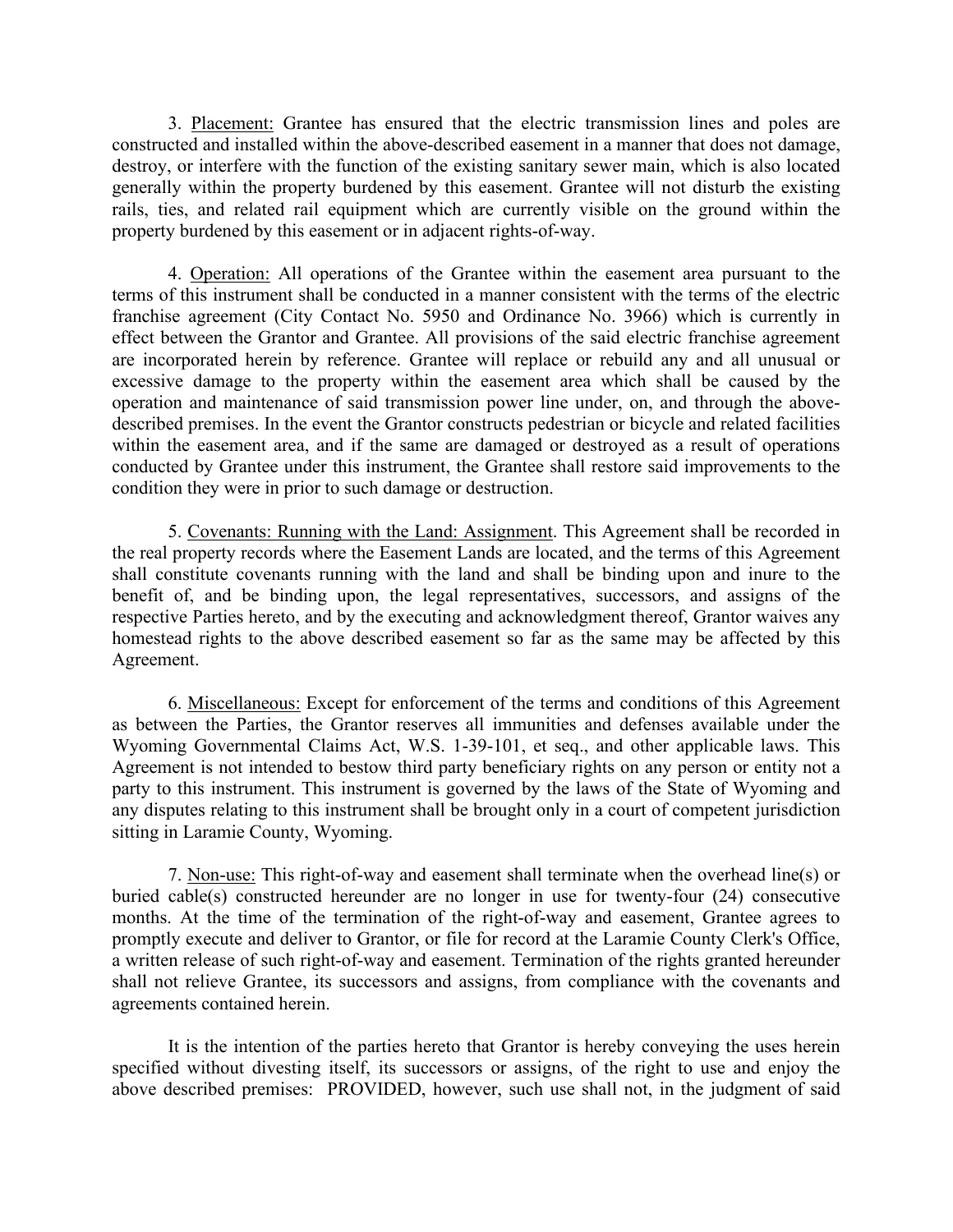3. Placement: Grantee has ensured that the electric transmission lines and poles are constructed and installed within the above-described easement in a manner that does not damage, destroy, or interfere with the function of the existing sanitary sewer main, which is also located generally within the property burdened by this easement. Grantee will not disturb the existing rails, ties, and related rail equipment which are currently visible on the ground within the property burdened by this easement or in adjacent rights-of-way.

4. Operation: All operations of the Grantee within the easement area pursuant to the terms of this instrument shall be conducted in a manner consistent with the terms of the electric franchise agreement (City Contact No. 5950 and Ordinance No. 3966) which is currently in effect between the Grantor and Grantee. All provisions of the said electric franchise agreement are incorporated herein by reference. Grantee will replace or rebuild any and all unusual or excessive damage to the property within the easement area which shall be caused by the operation and maintenance of said transmission power line under, on, and through the above-described premises. In the event the Grantor constructs pedestrian or bicycle and related facilities within the easement area, and if the same are damaged or destroyed as a result of operations conducted by Grantee under this instrument, the Grantee shall restore said improvements to the condition they were in prior to such damage or destruction.

5. Covenants: Running with the Land: Assignment. This Agreement shall be recorded in the real property records where the Easement Lands are located, and the terms of this Agreement shall constitute covenants running with the land and shall be binding upon and inure to the benefit of, and be binding upon, the legal representatives, successors, and assigns of the respective Parties hereto, and by the executing and acknowledgment thereof, Grantor waives any homestead rights to the above described easement so far as the same may be affected by this Agreement.

6. Miscellaneous: Except for enforcement of the terms and conditions of this Agreement as between the Parties, the Grantor reserves all immunities and defenses available under the Wyoming Governmental Claims Act, W.S. 1-39-101, et seq., and other applicable laws. This Agreement is not intended to bestow third party beneficiary rights on any person or entity not a party to this instrument. This instrument is governed by the laws of the State of Wyoming and any disputes relating to this instrument shall be brought only in a court of competent jurisdiction sitting in Laramie County, Wyoming.

7. Non-use: This right-of-way and easement shall terminate when the overhead line(s) or buried cable(s) constructed hereunder are no longer in use for twenty-four (24) consecutive months. At the time of the termination of the right-of-way and easement, Grantee agrees to promptly execute and deliver to Grantor, or file for record at the Laramie County Clerk's Office, a written release of such right-of-way and easement. Termination of the rights granted hereunder shall not relieve Grantee, its successors and assigns, from compliance with the covenants and agreements contained herein.

It is the intention of the parties hereto that Grantor is hereby conveying the uses herein specified without divesting itself, its successors or assigns, of the right to use and enjoy the above described premises: PROVIDED, however, such use shall not, in the judgment of said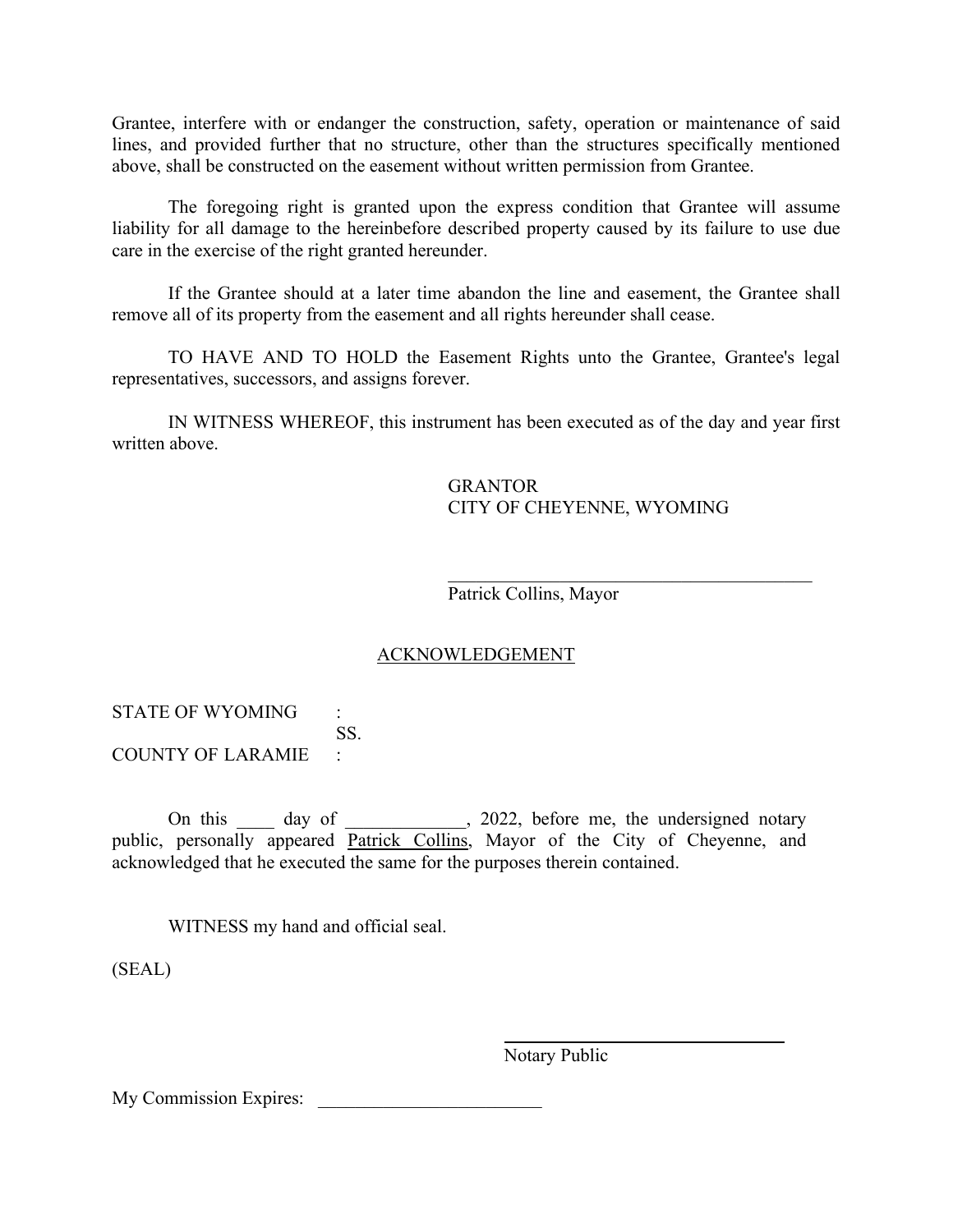Grantee, interfere with or endanger the construction, safety, operation or maintenance of said lines, and provided further that no structure, other than the structures specifically mentioned above, shall be constructed on the easement without written permission from Grantee.

The foregoing right is granted upon the express condition that Grantee will assume liability for all damage to the hereinbefore described property caused by its failure to use due care in the exercise of the right granted hereunder.

If the Grantee should at a later time abandon the line and easement, the Grantee shall remove all of its property from the easement and all rights hereunder shall cease.

TO HAVE AND TO HOLD the Easement Rights unto the Grantee, Grantee's legal representatives, successors, and assigns forever.

IN WITNESS WHEREOF, this instrument has been executed as of the day and year first written above.

GRANTOR
CITY OF CHEYENNE, WYOMING

\_\_\_\_\_\_\_\_\_\_\_\_\_\_\_\_\_\_\_\_\_\_\_\_\_\_\_\_\_\_\_\_\_\_\_\_\_\_\_\_
Patrick Collins, Mayor

## ACKNOWLEDGEMENT

STATE OF WYOMING :
SS.
COUNTY OF LARAMIE :

On this \_\_\_\_ day of \_\_\_\_\_\_\_\_\_\_\_\_\_, 2022, before me, the undersigned notary public, personally appeared Patrick Collins, Mayor of the City of Cheyenne, and acknowledged that he executed the same for the purposes therein contained.

WITNESS my hand and official seal.

(SEAL)

\_\_\_\_\_\_\_\_\_\_\_\_\_\_\_\_\_\_\_\_\_\_\_\_\_\_\_\_\_\_\_\_\_
Notary Public

My Commission Expires: \_\_\_\_\_\_\_\_\_\_\_\_\_\_\_\_\_\_\_\_\_\_\_\_\_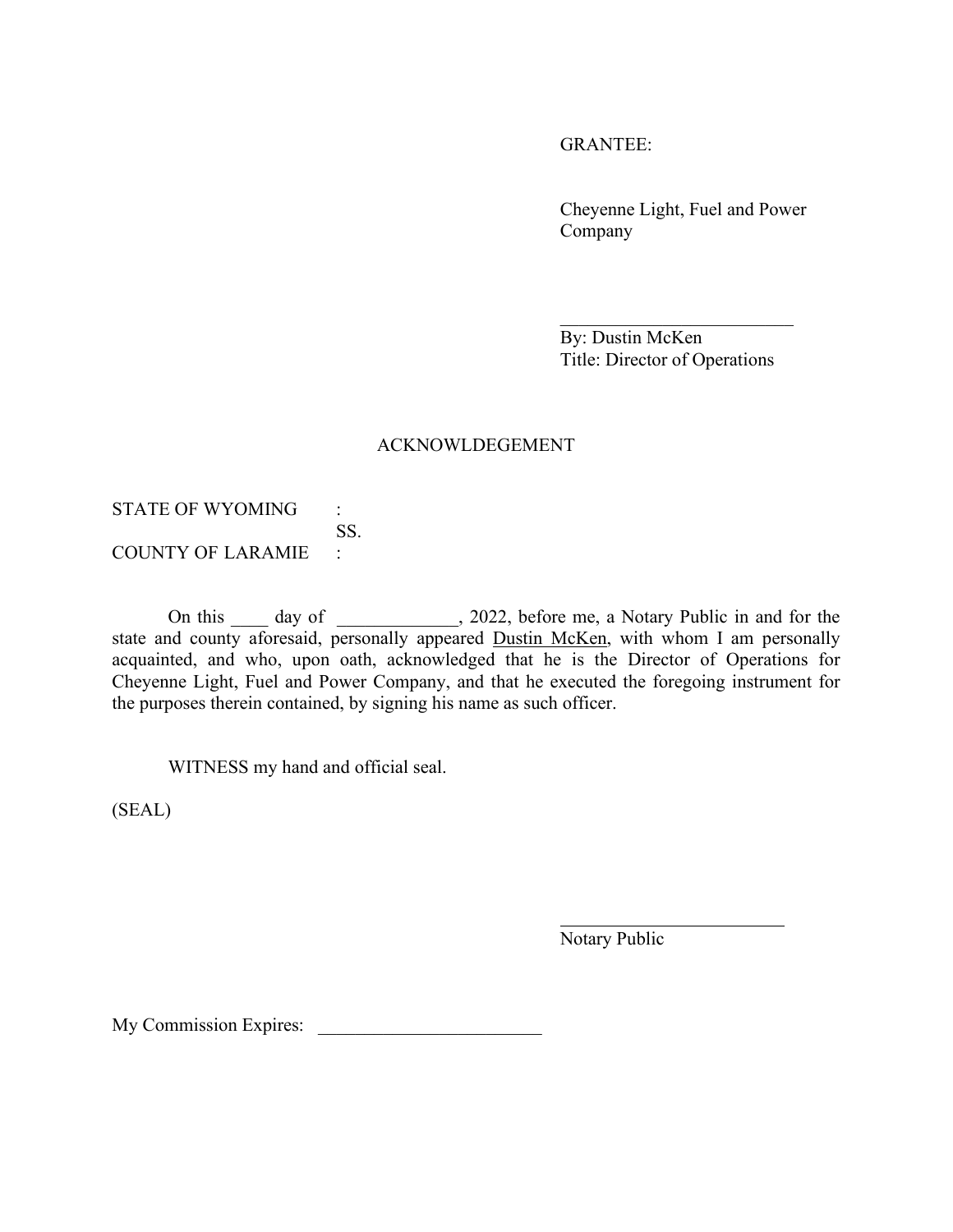GRANTEE:

Cheyenne Light, Fuel and Power Company

\_\_\_\_\_\_\_\_\_\_\_\_\_\_\_\_\_\_\_\_\_\_\_\_\_\_
By: Dustin McKen
Title: Director of Operations

ACKNOWLDEGEMENT

STATE OF WYOMING :
SS.
COUNTY OF LARAMIE :

On this \_\_\_\_ day of \_\_\_\_\_\_\_\_\_\_\_\_\_, 2022, before me, a Notary Public in and for the state and county aforesaid, personally appeared Dustin McKen, with whom I am personally acquainted, and who, upon oath, acknowledged that he is the Director of Operations for Cheyenne Light, Fuel and Power Company, and that he executed the foregoing instrument for the purposes therein contained, by signing his name as such officer.

WITNESS my hand and official seal.

(SEAL)

\_\_\_\_\_\_\_\_\_\_\_\_\_\_\_\_\_\_\_\_\_\_\_\_\_\_
Notary Public

My Commission Expires: \_\_\_\_\_\_\_\_\_\_\_\_\_\_\_\_\_\_\_\_\_\_\_\_\_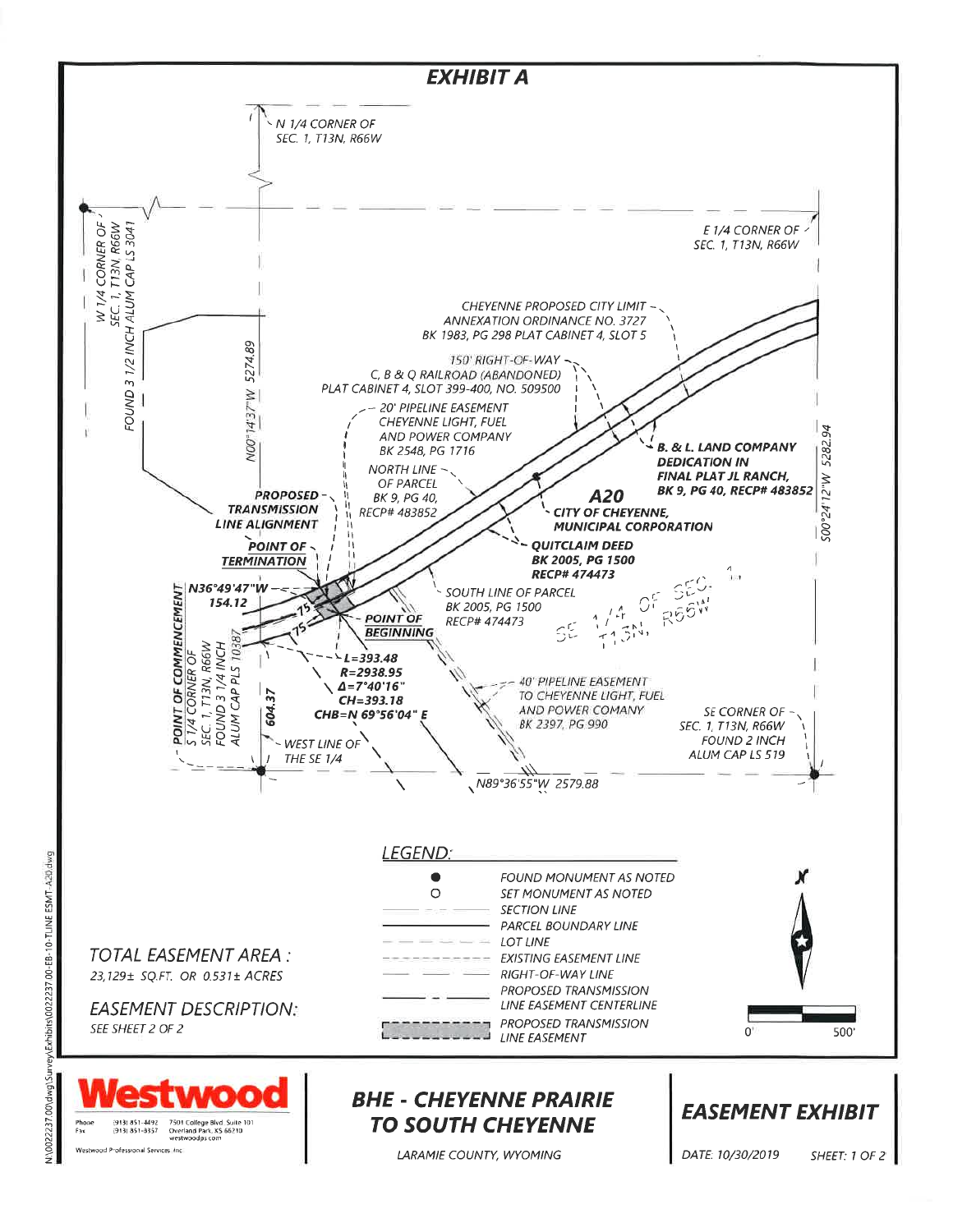# EXHIBIT A

N 1/4 CORNER OF SEC. 1, T13N, R66W

E 1/4 CORNER OF SEC. 1, T13N, R66W

W 1/4 CORNER OF SEC. 1, T13N, R66W FOUND 3 1/2 INCH ALUM CAP LS 3041

N00°14'37"W 5274.89

CHEYENNE PROPOSED CITY LIMIT ANNEXATION ORDINANCE NO. 3727 BK 1983, PG 298 PLAT CABINET 4, SLOT 5

150' RIGHT-OF-WAY C, B & Q RAILROAD (ABANDONED) PLAT CABINET 4, SLOT 399-400, NO. 509500

20' PIPELINE EASEMENT CHEYENNE LIGHT, FUEL AND POWER COMPANY BK 2548, PG 1716

NORTH LINE OF PARCEL BK 9, PG 40, RECP# 483852

**B. & L. LAND COMPANY DEDICATION IN FINAL PLAT JL RANCH, BK 9, PG 40, RECP# 483852**

S00°24'12"W 5282.94

**PROPOSED TRANSMISSION LINE ALIGNMENT**

**A20**

**CITY OF CHEYENNE, MUNICIPAL CORPORATION**

**QUITCLAIM DEED BK 2005, PG 1500 RECP# 474473**

**POINT OF TERMINATION**

**N36°49'47"W 154.12**

75'

75'

**POINT OF BEGINNING**

SOUTH LINE OF PARCEL BK 2005, PG 1500 RECP# 474473

SE 1/4 OF SEC. 1, T13N, R66W

**POINT OF COMMENCEMENT** S 1/4 CORNER OF SEC. 1, T13N, R66W FOUND 3 1/4 INCH ALUM CAP PLS 10387

L=393.48
R=2938.95
Δ=7°40'16"
CH=393.18
CHB=N 69°56'04" E

**604.37**

WEST LINE OF THE SE 1/4

40' PIPELINE EASEMENT TO CHEYENNE LIGHT, FUEL AND POWER COMANY BK 2397, PG 990

SE CORNER OF SEC. 1, T13N, R66W FOUND 2 INCH ALUM CAP LS 519

N89°36'55"W 2579.88

## LEGEND:

| Symbol | Description |
|---|---|
| ● | FOUND MONUMENT AS NOTED |
| ○ | SET MONUMENT AS NOTED |
| | SECTION LINE |
| | PARCEL BOUNDARY LINE |
| | LOT LINE |
| | EXISTING EASEMENT LINE |
| | RIGHT-OF-WAY LINE |
| | PROPOSED TRANSMISSION LINE EASEMENT CENTERLINE |
| | PROPOSED TRANSMISSION LINE EASEMENT |

0' 500'

TOTAL EASEMENT AREA :
23,129± SQ.FT. OR 0.531± ACRES

EASEMENT DESCRIPTION:
SEE SHEET 2 OF 2

Westwood
Phone (913) 851-4492 Fax (913) 851-3357 7501 College Blvd. Suite 101 Overland Park, KS 66210 westwoodps.com
Westwood Professional Services, Inc.

**BHE - CHEYENNE PRAIRIE TO SOUTH CHEYENNE**

LARAMIE COUNTY, WYOMING

**EASEMENT EXHIBIT**

DATE: 10/30/2019 SHEET: 1 OF 2

N:\0022237.00\dwg\Survey\Exhibits\0022237.00-EB-10-T-LINE ESMT-A20.dwg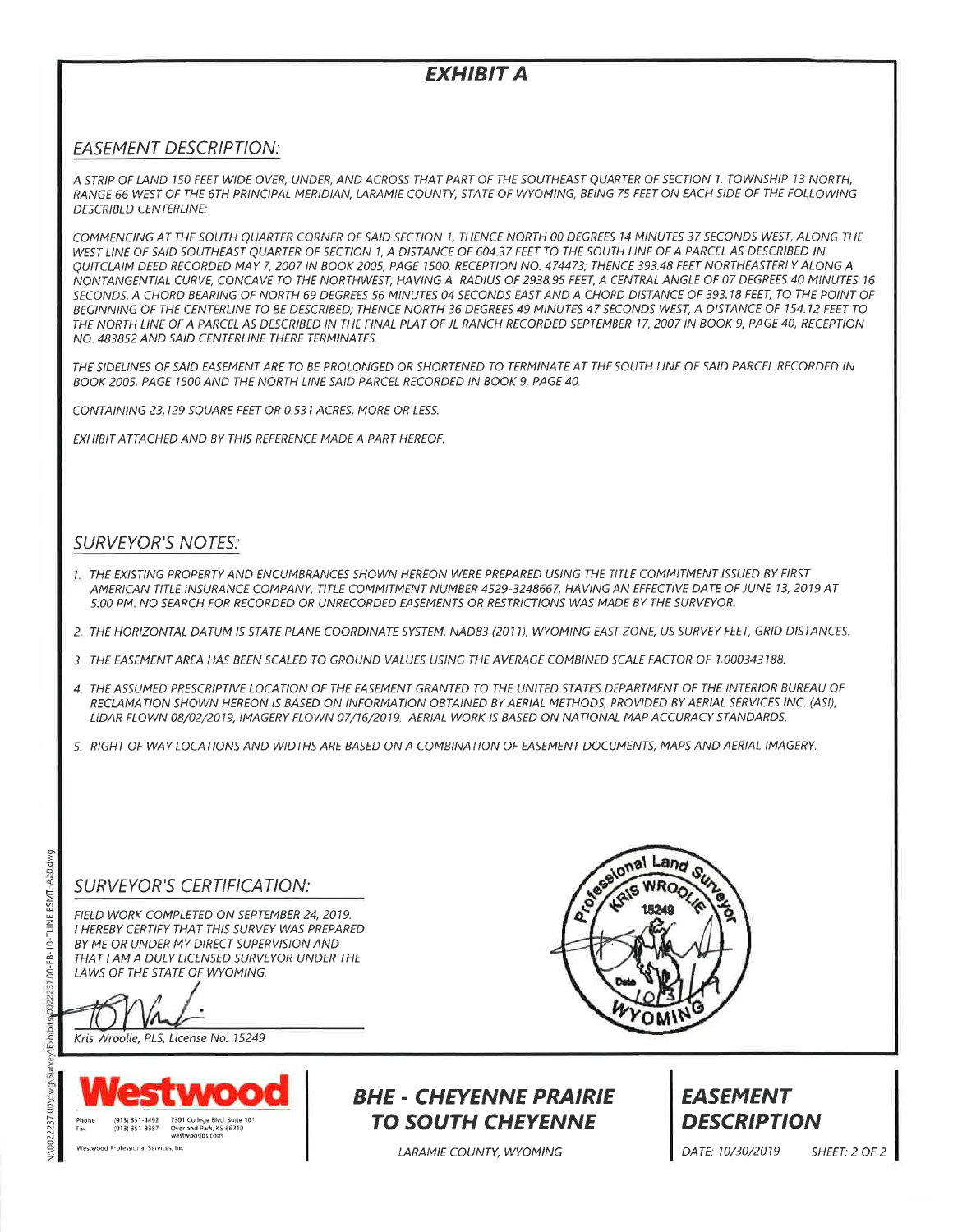# EXHIBIT A

## EASEMENT DESCRIPTION:

A STRIP OF LAND 150 FEET WIDE OVER, UNDER, AND ACROSS THAT PART OF THE SOUTHEAST QUARTER OF SECTION 1, TOWNSHIP 13 NORTH, RANGE 66 WEST OF THE 6TH PRINCIPAL MERIDIAN, LARAMIE COUNTY, STATE OF WYOMING, BEING 75 FEET ON EACH SIDE OF THE FOLLOWING DESCRIBED CENTERLINE:

COMMENCING AT THE SOUTH QUARTER CORNER OF SAID SECTION 1, THENCE NORTH 00 DEGREES 14 MINUTES 37 SECONDS WEST, ALONG THE WEST LINE OF SAID SOUTHEAST QUARTER OF SECTION 1, A DISTANCE OF 604.37 FEET TO THE SOUTH LINE OF A PARCEL AS DESCRIBED IN QUITCLAIM DEED RECORDED MAY 7, 2007 IN BOOK 2005, PAGE 1500, RECEPTION NO. 474473; THENCE 393.48 FEET NORTHEASTERLY ALONG A NONTANGENTIAL CURVE, CONCAVE TO THE NORTHWEST, HAVING A RADIUS OF 2938.95 FEET, A CENTRAL ANGLE OF 07 DEGREES 40 MINUTES 16 SECONDS, A CHORD BEARING OF NORTH 69 DEGREES 56 MINUTES 04 SECONDS EAST AND A CHORD DISTANCE OF 393.18 FEET, TO THE POINT OF BEGINNING OF THE CENTERLINE TO BE DESCRIBED; THENCE NORTH 36 DEGREES 49 MINUTES 47 SECONDS WEST, A DISTANCE OF 154.12 FEET TO THE NORTH LINE OF A PARCEL AS DESCRIBED IN THE FINAL PLAT OF JL RANCH RECORDED SEPTEMBER 17, 2007 IN BOOK 9, PAGE 40, RECEPTION NO. 483852 AND SAID CENTERLINE THERE TERMINATES.

THE SIDELINES OF SAID EASEMENT ARE TO BE PROLONGED OR SHORTENED TO TERMINATE AT THE SOUTH LINE OF SAID PARCEL RECORDED IN BOOK 2005, PAGE 1500 AND THE NORTH LINE SAID PARCEL RECORDED IN BOOK 9, PAGE 40.

CONTAINING 23,129 SQUARE FEET OR 0.531 ACRES, MORE OR LESS.

EXHIBIT ATTACHED AND BY THIS REFERENCE MADE A PART HEREOF.

## SURVEYOR'S NOTES:

1. THE EXISTING PROPERTY AND ENCUMBRANCES SHOWN HEREON WERE PREPARED USING THE TITLE COMMITMENT ISSUED BY FIRST AMERICAN TITLE INSURANCE COMPANY, TITLE COMMITMENT NUMBER 4529-3248667, HAVING AN EFFECTIVE DATE OF JUNE 13, 2019 AT 5:00 PM. NO SEARCH FOR RECORDED OR UNRECORDED EASEMENTS OR RESTRICTIONS WAS MADE BY THE SURVEYOR.
2. THE HORIZONTAL DATUM IS STATE PLANE COORDINATE SYSTEM, NAD83 (2011), WYOMING EAST ZONE, US SURVEY FEET, GRID DISTANCES.
3. THE EASEMENT AREA HAS BEEN SCALED TO GROUND VALUES USING THE AVERAGE COMBINED SCALE FACTOR OF 1.000343188.
4. THE ASSUMED PRESCRIPTIVE LOCATION OF THE EASEMENT GRANTED TO THE UNITED STATES DEPARTMENT OF THE INTERIOR BUREAU OF RECLAMATION SHOWN HEREON IS BASED ON INFORMATION OBTAINED BY AERIAL METHODS, PROVIDED BY AERIAL SERVICES INC. (ASI), LIDAR FLOWN 08/02/2019, IMAGERY FLOWN 07/16/2019. AERIAL WORK IS BASED ON NATIONAL MAP ACCURACY STANDARDS.
5. RIGHT OF WAY LOCATIONS AND WIDTHS ARE BASED ON A COMBINATION OF EASEMENT DOCUMENTS, MAPS AND AERIAL IMAGERY.

## SURVEYOR'S CERTIFICATION:

FIELD WORK COMPLETED ON SEPTEMBER 24, 2019.
I HEREBY CERTIFY THAT THIS SURVEY WAS PREPARED BY ME OR UNDER MY DIRECT SUPERVISION AND THAT I AM A DULY LICENSED SURVEYOR UNDER THE LAWS OF THE STATE OF WYOMING.

Kris Wroolie, PLS, License No. 15249

Professional Land Surveyor
KRIS WROOLIE
15249
Date 10/31/19
WYOMING

**Westwood**
Phone (913) 851-4492 7501 College Blvd. Suite 101
Fax (913) 851-9357 Overland Park, KS 66210
westwoodps.com
Westwood Professional Services, Inc.

**BHE - CHEYENNE PRAIRIE TO SOUTH CHEYENNE**

LARAMIE COUNTY, WYOMING

**EASEMENT DESCRIPTION**

DATE: 10/30/2019 SHEET: 2 OF 2

N:\0022237.00\dwg\Survey\Exhibits\0022237.00-EB-10-TLINE ESMT-A20.dwg